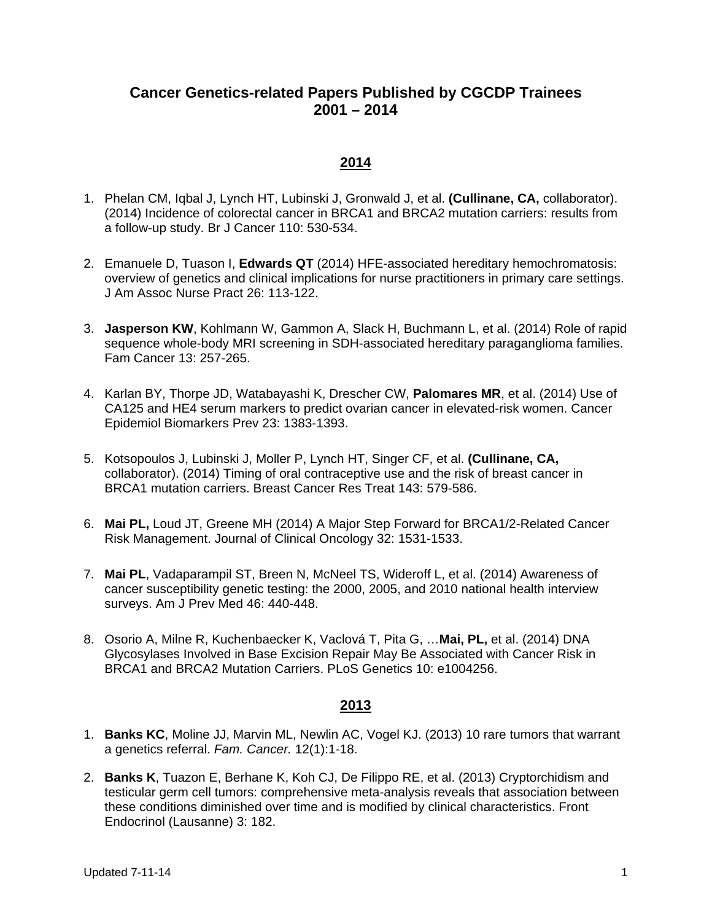# Cancer Genetics-related Papers Published by CGCDP Trainees 2001 – 2014

## 2014

1. Phelan CM, Iqbal J, Lynch HT, Lubinski J, Gronwald J, et al. **(Cullinane, CA,** collaborator). (2014) Incidence of colorectal cancer in BRCA1 and BRCA2 mutation carriers: results from a follow-up study. Br J Cancer 110: 530-534.

2. Emanuele D, Tuason I, **Edwards QT** (2014) HFE-associated hereditary hemochromatosis: overview of genetics and clinical implications for nurse practitioners in primary care settings. J Am Assoc Nurse Pract 26: 113-122.

3. **Jasperson KW**, Kohlmann W, Gammon A, Slack H, Buchmann L, et al. (2014) Role of rapid sequence whole-body MRI screening in SDH-associated hereditary paraganglioma families. Fam Cancer 13: 257-265.

4. Karlan BY, Thorpe JD, Watabayashi K, Drescher CW, **Palomares MR**, et al. (2014) Use of CA125 and HE4 serum markers to predict ovarian cancer in elevated-risk women. Cancer Epidemiol Biomarkers Prev 23: 1383-1393.

5. Kotsopoulos J, Lubinski J, Moller P, Lynch HT, Singer CF, et al. **(Cullinane, CA,** collaborator). (2014) Timing of oral contraceptive use and the risk of breast cancer in BRCA1 mutation carriers. Breast Cancer Res Treat 143: 579-586.

6. **Mai PL,** Loud JT, Greene MH (2014) A Major Step Forward for BRCA1/2-Related Cancer Risk Management. Journal of Clinical Oncology 32: 1531-1533.

7. **Mai PL**, Vadaparampil ST, Breen N, McNeel TS, Wideroff L, et al. (2014) Awareness of cancer susceptibility genetic testing: the 2000, 2005, and 2010 national health interview surveys. Am J Prev Med 46: 440-448.

8. Osorio A, Milne R, Kuchenbaecker K, Vaclová T, Pita G, …**Mai, PL,** et al. (2014) DNA Glycosylases Involved in Base Excision Repair May Be Associated with Cancer Risk in BRCA1 and BRCA2 Mutation Carriers. PLoS Genetics 10: e1004256.

## 2013

1. **Banks KC**, Moline JJ, Marvin ML, Newlin AC, Vogel KJ. (2013) 10 rare tumors that warrant a genetics referral. *Fam. Cancer.* 12(1):1-18.

2. **Banks K**, Tuazon E, Berhane K, Koh CJ, De Filippo RE, et al. (2013) Cryptorchidism and testicular germ cell tumors: comprehensive meta-analysis reveals that association between these conditions diminished over time and is modified by clinical characteristics. Front Endocrinol (Lausanne) 3: 182.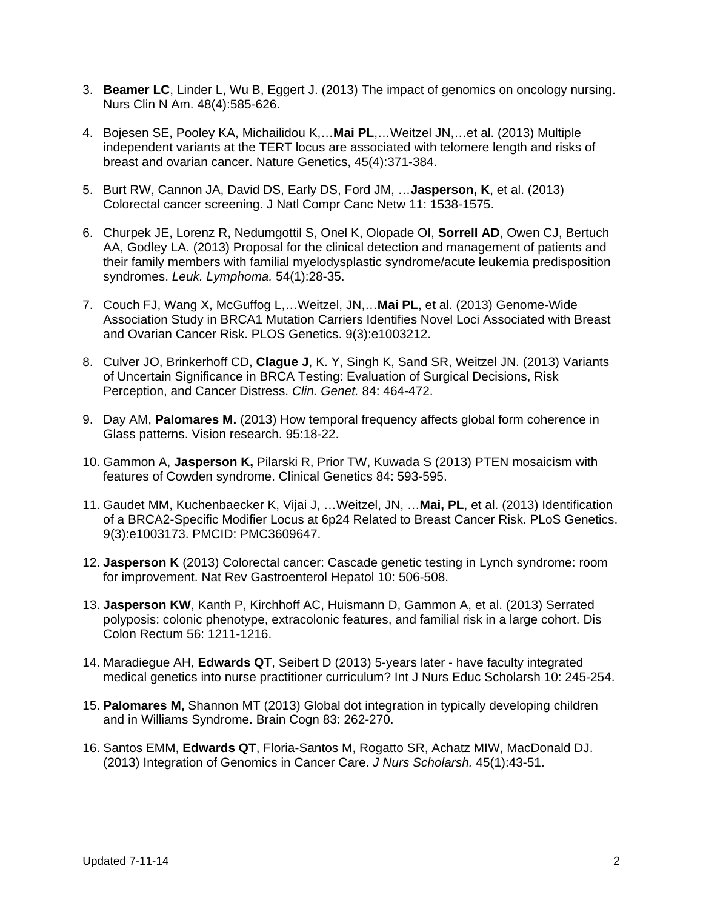3. **Beamer LC**, Linder L, Wu B, Eggert J. (2013) The impact of genomics on oncology nursing. Nurs Clin N Am. 48(4):585-626.

4. Bojesen SE, Pooley KA, Michailidou K,…**Mai PL**,…Weitzel JN,…et al. (2013) Multiple independent variants at the TERT locus are associated with telomere length and risks of breast and ovarian cancer. Nature Genetics, 45(4):371-384.

5. Burt RW, Cannon JA, David DS, Early DS, Ford JM, …**Jasperson, K**, et al. (2013) Colorectal cancer screening. J Natl Compr Canc Netw 11: 1538-1575.

6. Churpek JE, Lorenz R, Nedumgottil S, Onel K, Olopade OI, **Sorrell AD**, Owen CJ, Bertuch AA, Godley LA. (2013) Proposal for the clinical detection and management of patients and their family members with familial myelodysplastic syndrome/acute leukemia predisposition syndromes. *Leuk. Lymphoma.* 54(1):28-35.

7. Couch FJ, Wang X, McGuffog L,…Weitzel, JN,…**Mai PL**, et al. (2013) Genome-Wide Association Study in BRCA1 Mutation Carriers Identifies Novel Loci Associated with Breast and Ovarian Cancer Risk. PLOS Genetics. 9(3):e1003212.

8. Culver JO, Brinkerhoff CD, **Clague J**, K. Y, Singh K, Sand SR, Weitzel JN. (2013) Variants of Uncertain Significance in BRCA Testing: Evaluation of Surgical Decisions, Risk Perception, and Cancer Distress. *Clin. Genet.* 84: 464-472.

9. Day AM, **Palomares M.** (2013) How temporal frequency affects global form coherence in Glass patterns. Vision research. 95:18-22.

10. Gammon A, **Jasperson K,** Pilarski R, Prior TW, Kuwada S (2013) PTEN mosaicism with features of Cowden syndrome. Clinical Genetics 84: 593-595.

11. Gaudet MM, Kuchenbaecker K, Vijai J, …Weitzel, JN, …**Mai, PL**, et al. (2013) Identification of a BRCA2-Specific Modifier Locus at 6p24 Related to Breast Cancer Risk. PLoS Genetics. 9(3):e1003173. PMCID: PMC3609647.

12. **Jasperson K** (2013) Colorectal cancer: Cascade genetic testing in Lynch syndrome: room for improvement. Nat Rev Gastroenterol Hepatol 10: 506-508.

13. **Jasperson KW**, Kanth P, Kirchhoff AC, Huismann D, Gammon A, et al. (2013) Serrated polyposis: colonic phenotype, extracolonic features, and familial risk in a large cohort. Dis Colon Rectum 56: 1211-1216.

14. Maradiegue AH, **Edwards QT**, Seibert D (2013) 5-years later - have faculty integrated medical genetics into nurse practitioner curriculum? Int J Nurs Educ Scholarsh 10: 245-254.

15. **Palomares M,** Shannon MT (2013) Global dot integration in typically developing children and in Williams Syndrome. Brain Cogn 83: 262-270.

16. Santos EMM, **Edwards QT**, Floria-Santos M, Rogatto SR, Achatz MIW, MacDonald DJ. (2013) Integration of Genomics in Cancer Care. *J Nurs Scholarsh.* 45(1):43-51.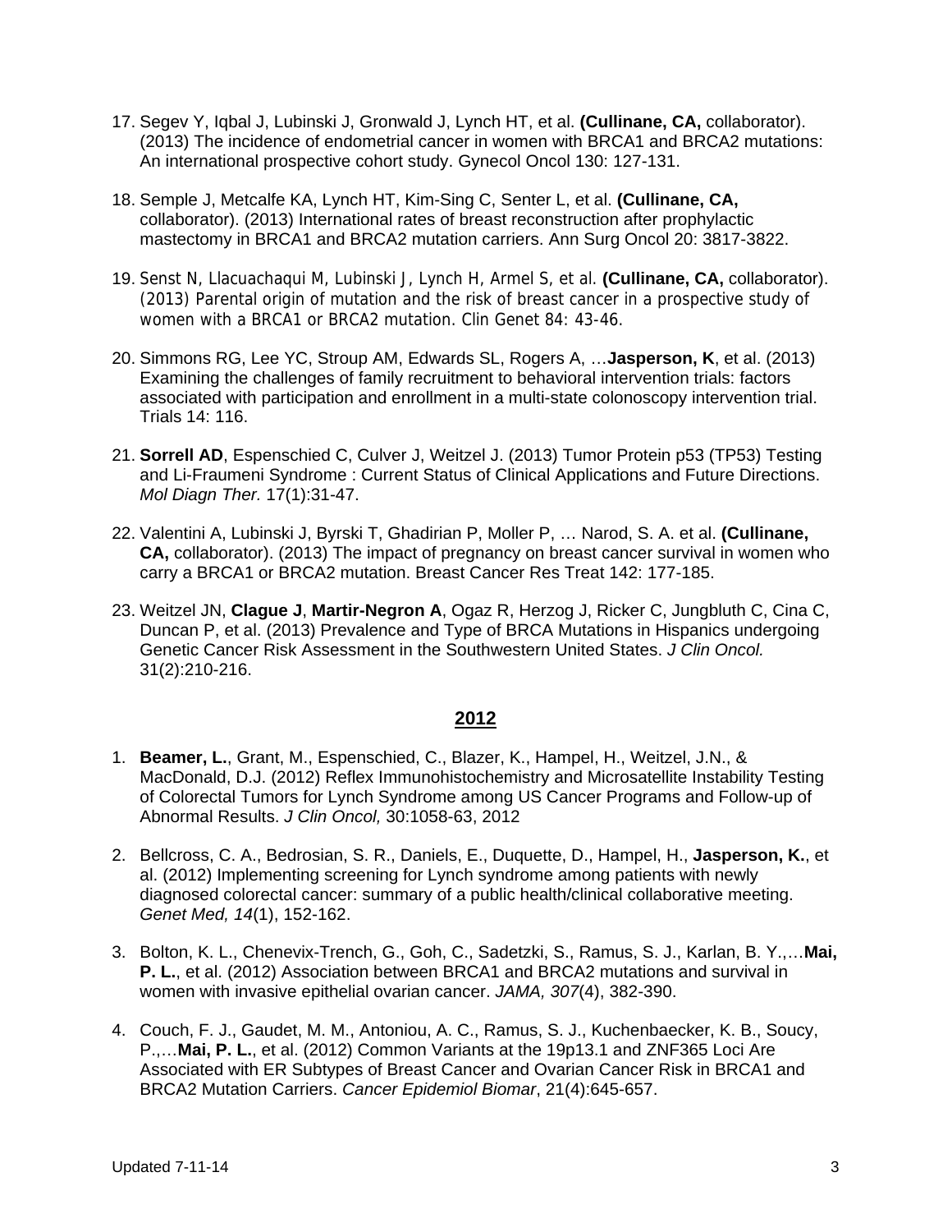17. Segev Y, Iqbal J, Lubinski J, Gronwald J, Lynch HT, et al. **(Cullinane, CA,** collaborator). (2013) The incidence of endometrial cancer in women with BRCA1 and BRCA2 mutations: An international prospective cohort study. Gynecol Oncol 130: 127-131.

18. Semple J, Metcalfe KA, Lynch HT, Kim-Sing C, Senter L, et al. **(Cullinane, CA,** collaborator). (2013) International rates of breast reconstruction after prophylactic mastectomy in BRCA1 and BRCA2 mutation carriers. Ann Surg Oncol 20: 3817-3822.

19. Senst N, Llacuachaqui M, Lubinski J, Lynch H, Armel S, et al. **(Cullinane, CA,** collaborator). (2013) Parental origin of mutation and the risk of breast cancer in a prospective study of women with a BRCA1 or BRCA2 mutation. Clin Genet 84: 43-46.

20. Simmons RG, Lee YC, Stroup AM, Edwards SL, Rogers A, …**Jasperson, K**, et al. (2013) Examining the challenges of family recruitment to behavioral intervention trials: factors associated with participation and enrollment in a multi-state colonoscopy intervention trial. Trials 14: 116.

21. **Sorrell AD**, Espenschied C, Culver J, Weitzel J. (2013) Tumor Protein p53 (TP53) Testing and Li-Fraumeni Syndrome : Current Status of Clinical Applications and Future Directions. *Mol Diagn Ther.* 17(1):31-47.

22. Valentini A, Lubinski J, Byrski T, Ghadirian P, Moller P, … Narod, S. A. et al. **(Cullinane, CA,** collaborator). (2013) The impact of pregnancy on breast cancer survival in women who carry a BRCA1 or BRCA2 mutation. Breast Cancer Res Treat 142: 177-185.

23. Weitzel JN, **Clague J**, **Martir-Negron A**, Ogaz R, Herzog J, Ricker C, Jungbluth C, Cina C, Duncan P, et al. (2013) Prevalence and Type of BRCA Mutations in Hispanics undergoing Genetic Cancer Risk Assessment in the Southwestern United States. *J Clin Oncol.* 31(2):210-216.

## 2012

1. **Beamer, L.**, Grant, M., Espenschied, C., Blazer, K., Hampel, H., Weitzel, J.N., & MacDonald, D.J. (2012) Reflex Immunohistochemistry and Microsatellite Instability Testing of Colorectal Tumors for Lynch Syndrome among US Cancer Programs and Follow-up of Abnormal Results. *J Clin Oncol,* 30:1058-63, 2012

2. Bellcross, C. A., Bedrosian, S. R., Daniels, E., Duquette, D., Hampel, H., **Jasperson, K.**, et al. (2012) Implementing screening for Lynch syndrome among patients with newly diagnosed colorectal cancer: summary of a public health/clinical collaborative meeting. *Genet Med, 14*(1), 152-162.

3. Bolton, K. L., Chenevix-Trench, G., Goh, C., Sadetzki, S., Ramus, S. J., Karlan, B. Y.,…**Mai, P. L.**, et al. (2012) Association between BRCA1 and BRCA2 mutations and survival in women with invasive epithelial ovarian cancer. *JAMA, 307*(4), 382-390.

4. Couch, F. J., Gaudet, M. M., Antoniou, A. C., Ramus, S. J., Kuchenbaecker, K. B., Soucy, P.,…**Mai, P. L.**, et al. (2012) Common Variants at the 19p13.1 and ZNF365 Loci Are Associated with ER Subtypes of Breast Cancer and Ovarian Cancer Risk in BRCA1 and BRCA2 Mutation Carriers. *Cancer Epidemiol Biomar*, 21(4):645-657.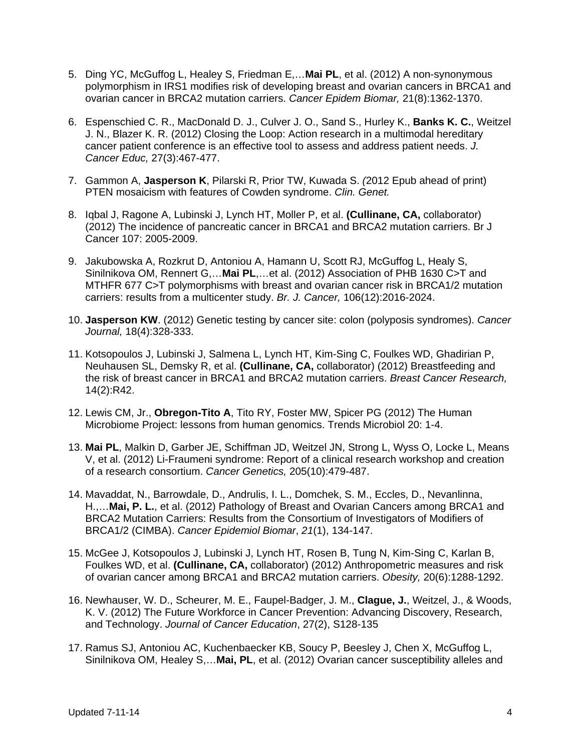5. Ding YC, McGuffog L, Healey S, Friedman E,…**Mai PL**, et al. (2012) A non-synonymous polymorphism in IRS1 modifies risk of developing breast and ovarian cancers in BRCA1 and ovarian cancer in BRCA2 mutation carriers. *Cancer Epidem Biomar,* 21(8):1362-1370.

6. Espenschied C. R., MacDonald D. J., Culver J. O., Sand S., Hurley K., **Banks K. C.**, Weitzel J. N., Blazer K. R. (2012) Closing the Loop: Action research in a multimodal hereditary cancer patient conference is an effective tool to assess and address patient needs. *J. Cancer Educ,* 27(3):467-477.

7. Gammon A, **Jasperson K**, Pilarski R, Prior TW, Kuwada S. *(*2012 Epub ahead of print) PTEN mosaicism with features of Cowden syndrome. *Clin. Genet.*

8. Iqbal J, Ragone A, Lubinski J, Lynch HT, Moller P, et al. **(Cullinane, CA,** collaborator) (2012) The incidence of pancreatic cancer in BRCA1 and BRCA2 mutation carriers. Br J Cancer 107: 2005-2009.

9. Jakubowska A, Rozkrut D, Antoniou A, Hamann U, Scott RJ, McGuffog L, Healy S, Sinilnikova OM, Rennert G,…**Mai PL**,…et al. (2012) Association of PHB 1630 C>T and MTHFR 677 C>T polymorphisms with breast and ovarian cancer risk in BRCA1/2 mutation carriers: results from a multicenter study. *Br. J. Cancer,* 106(12):2016-2024.

10. **Jasperson KW**. (2012) Genetic testing by cancer site: colon (polyposis syndromes). *Cancer Journal,* 18(4):328-333.

11. Kotsopoulos J, Lubinski J, Salmena L, Lynch HT, Kim-Sing C, Foulkes WD, Ghadirian P, Neuhausen SL, Demsky R, et al. **(Cullinane, CA,** collaborator) (2012) Breastfeeding and the risk of breast cancer in BRCA1 and BRCA2 mutation carriers. *Breast Cancer Research,* 14(2):R42.

12. Lewis CM, Jr., **Obregon-Tito A**, Tito RY, Foster MW, Spicer PG (2012) The Human Microbiome Project: lessons from human genomics. Trends Microbiol 20: 1-4.

13. **Mai PL**, Malkin D, Garber JE, Schiffman JD, Weitzel JN, Strong L, Wyss O, Locke L, Means V, et al. (2012) Li-Fraumeni syndrome: Report of a clinical research workshop and creation of a research consortium. *Cancer Genetics,* 205(10):479-487.

14. Mavaddat, N., Barrowdale, D., Andrulis, I. L., Domchek, S. M., Eccles, D., Nevanlinna, H.,…**Mai, P. L.**, et al. (2012) Pathology of Breast and Ovarian Cancers among BRCA1 and BRCA2 Mutation Carriers: Results from the Consortium of Investigators of Modifiers of BRCA1/2 (CIMBA). *Cancer Epidemiol Biomar*, *21*(1), 134-147.

15. McGee J, Kotsopoulos J, Lubinski J, Lynch HT, Rosen B, Tung N, Kim-Sing C, Karlan B, Foulkes WD, et al. **(Cullinane, CA,** collaborator) (2012) Anthropometric measures and risk of ovarian cancer among BRCA1 and BRCA2 mutation carriers. *Obesity,* 20(6):1288-1292.

16. Newhauser, W. D., Scheurer, M. E., Faupel-Badger, J. M., **Clague, J.**, Weitzel, J., & Woods, K. V. (2012) The Future Workforce in Cancer Prevention: Advancing Discovery, Research, and Technology. *Journal of Cancer Education*, 27(2), S128-135

17. Ramus SJ, Antoniou AC, Kuchenbaecker KB, Soucy P, Beesley J, Chen X, McGuffog L, Sinilnikova OM, Healey S,…**Mai, PL**, et al. (2012) Ovarian cancer susceptibility alleles and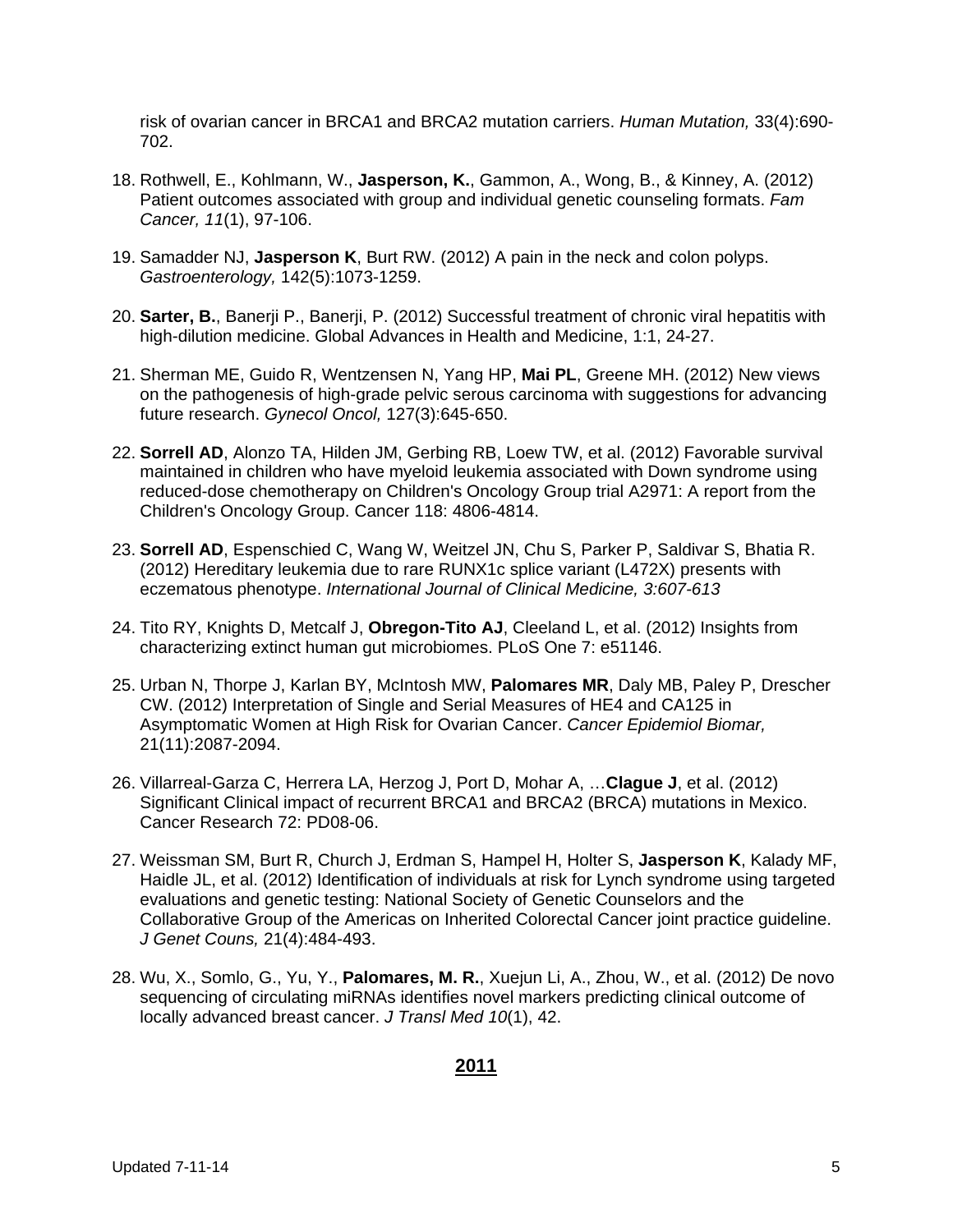risk of ovarian cancer in BRCA1 and BRCA2 mutation carriers. *Human Mutation,* 33(4):690-702.

18. Rothwell, E., Kohlmann, W., **Jasperson, K.**, Gammon, A., Wong, B., & Kinney, A. (2012) Patient outcomes associated with group and individual genetic counseling formats. *Fam Cancer, 11*(1), 97-106.

19. Samadder NJ, **Jasperson K**, Burt RW. (2012) A pain in the neck and colon polyps. *Gastroenterology,* 142(5):1073-1259.

20. **Sarter, B.**, Banerji P., Banerji, P. (2012) Successful treatment of chronic viral hepatitis with high-dilution medicine. Global Advances in Health and Medicine, 1:1, 24-27.

21. Sherman ME, Guido R, Wentzensen N, Yang HP, **Mai PL**, Greene MH. (2012) New views on the pathogenesis of high-grade pelvic serous carcinoma with suggestions for advancing future research. *Gynecol Oncol,* 127(3):645-650.

22. **Sorrell AD**, Alonzo TA, Hilden JM, Gerbing RB, Loew TW, et al. (2012) Favorable survival maintained in children who have myeloid leukemia associated with Down syndrome using reduced-dose chemotherapy on Children's Oncology Group trial A2971: A report from the Children's Oncology Group. Cancer 118: 4806-4814.

23. **Sorrell AD**, Espenschied C, Wang W, Weitzel JN, Chu S, Parker P, Saldivar S, Bhatia R. (2012) Hereditary leukemia due to rare RUNX1c splice variant (L472X) presents with eczematous phenotype. *International Journal of Clinical Medicine, 3:607-613*

24. Tito RY, Knights D, Metcalf J, **Obregon-Tito AJ**, Cleeland L, et al. (2012) Insights from characterizing extinct human gut microbiomes. PLoS One 7: e51146.

25. Urban N, Thorpe J, Karlan BY, McIntosh MW, **Palomares MR**, Daly MB, Paley P, Drescher CW. (2012) Interpretation of Single and Serial Measures of HE4 and CA125 in Asymptomatic Women at High Risk for Ovarian Cancer. *Cancer Epidemiol Biomar,* 21(11):2087-2094.

26. Villarreal-Garza C, Herrera LA, Herzog J, Port D, Mohar A, …**Clague J**, et al. (2012) Significant Clinical impact of recurrent BRCA1 and BRCA2 (BRCA) mutations in Mexico. Cancer Research 72: PD08-06.

27. Weissman SM, Burt R, Church J, Erdman S, Hampel H, Holter S, **Jasperson K**, Kalady MF, Haidle JL, et al. (2012) Identification of individuals at risk for Lynch syndrome using targeted evaluations and genetic testing: National Society of Genetic Counselors and the Collaborative Group of the Americas on Inherited Colorectal Cancer joint practice guideline. *J Genet Couns,* 21(4):484-493.

28. Wu, X., Somlo, G., Yu, Y., **Palomares, M. R.**, Xuejun Li, A., Zhou, W., et al. (2012) De novo sequencing of circulating miRNAs identifies novel markers predicting clinical outcome of locally advanced breast cancer. *J Transl Med 10*(1), 42.

## **2011**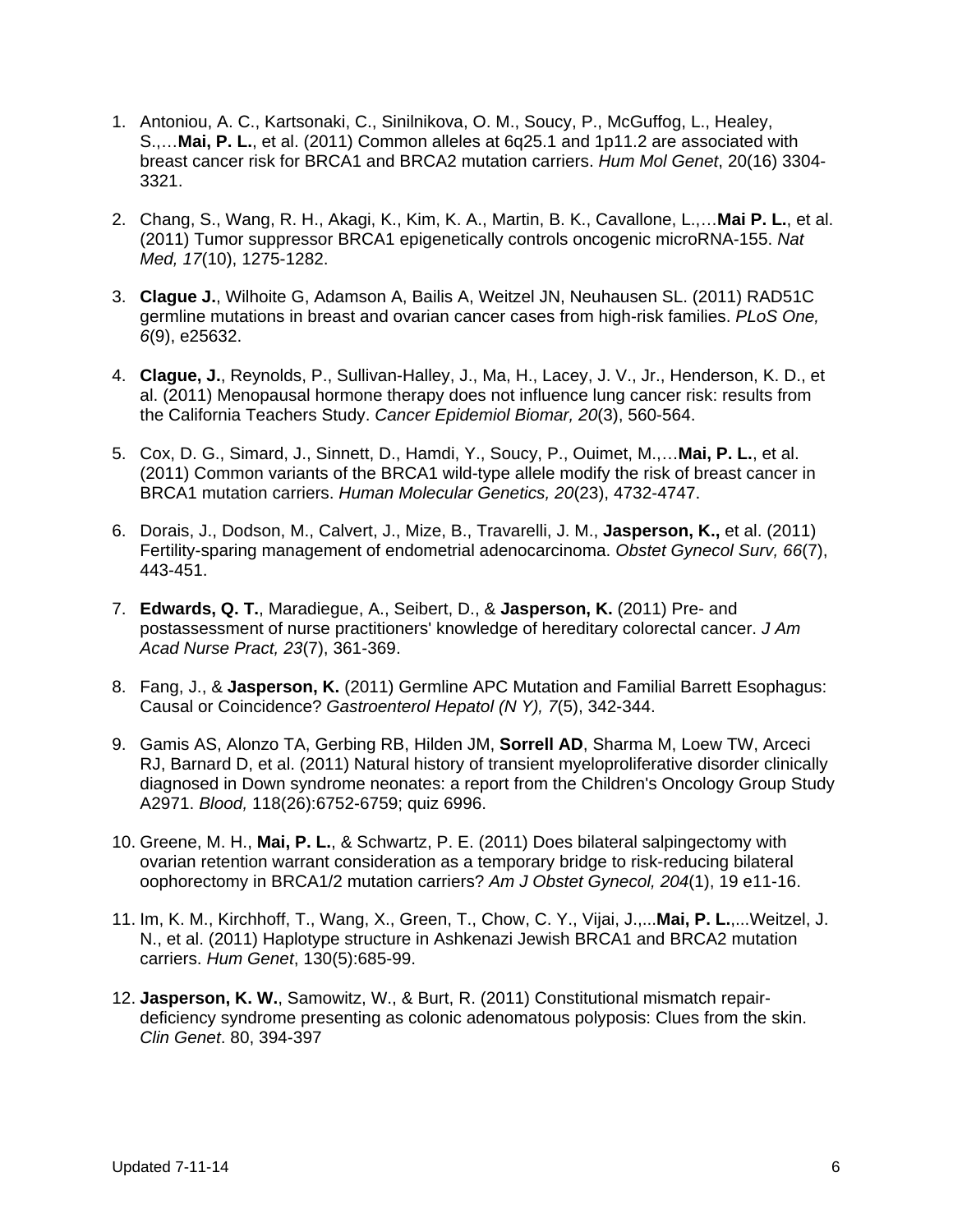1. Antoniou, A. C., Kartsonaki, C., Sinilnikova, O. M., Soucy, P., McGuffog, L., Healey, S.,…**Mai, P. L.**, et al. (2011) Common alleles at 6q25.1 and 1p11.2 are associated with breast cancer risk for BRCA1 and BRCA2 mutation carriers. *Hum Mol Genet*, 20(16) 3304-3321.

2. Chang, S., Wang, R. H., Akagi, K., Kim, K. A., Martin, B. K., Cavallone, L.,…**Mai P. L.**, et al. (2011) Tumor suppressor BRCA1 epigenetically controls oncogenic microRNA-155. *Nat Med, 17*(10), 1275-1282.

3. **Clague J.**, Wilhoite G, Adamson A, Bailis A, Weitzel JN, Neuhausen SL. (2011) RAD51C germline mutations in breast and ovarian cancer cases from high-risk families. *PLoS One, 6*(9), e25632.

4. **Clague, J.**, Reynolds, P., Sullivan-Halley, J., Ma, H., Lacey, J. V., Jr., Henderson, K. D., et al. (2011) Menopausal hormone therapy does not influence lung cancer risk: results from the California Teachers Study. *Cancer Epidemiol Biomar, 20*(3), 560-564.

5. Cox, D. G., Simard, J., Sinnett, D., Hamdi, Y., Soucy, P., Ouimet, M.,…**Mai, P. L.**, et al. (2011) Common variants of the BRCA1 wild-type allele modify the risk of breast cancer in BRCA1 mutation carriers. *Human Molecular Genetics, 20*(23), 4732-4747.

6. Dorais, J., Dodson, M., Calvert, J., Mize, B., Travarelli, J. M., **Jasperson, K.,** et al. (2011) Fertility-sparing management of endometrial adenocarcinoma. *Obstet Gynecol Surv, 66*(7), 443-451.

7. **Edwards, Q. T.**, Maradiegue, A., Seibert, D., & **Jasperson, K.** (2011) Pre- and postassessment of nurse practitioners' knowledge of hereditary colorectal cancer. *J Am Acad Nurse Pract, 23*(7), 361-369.

8. Fang, J., & **Jasperson, K.** (2011) Germline APC Mutation and Familial Barrett Esophagus: Causal or Coincidence? *Gastroenterol Hepatol (N Y), 7*(5), 342-344.

9. Gamis AS, Alonzo TA, Gerbing RB, Hilden JM, **Sorrell AD**, Sharma M, Loew TW, Arceci RJ, Barnard D, et al. (2011) Natural history of transient myeloproliferative disorder clinically diagnosed in Down syndrome neonates: a report from the Children's Oncology Group Study A2971. *Blood,* 118(26):6752-6759; quiz 6996.

10. Greene, M. H., **Mai, P. L.**, & Schwartz, P. E. (2011) Does bilateral salpingectomy with ovarian retention warrant consideration as a temporary bridge to risk-reducing bilateral oophorectomy in BRCA1/2 mutation carriers? *Am J Obstet Gynecol, 204*(1), 19 e11-16.

11. Im, K. M., Kirchhoff, T., Wang, X., Green, T., Chow, C. Y., Vijai, J.,...**Mai, P. L.**,...Weitzel, J. N., et al. (2011) Haplotype structure in Ashkenazi Jewish BRCA1 and BRCA2 mutation carriers. *Hum Genet*, 130(5):685-99.

12. **Jasperson, K. W.**, Samowitz, W., & Burt, R. (2011) Constitutional mismatch repair-deficiency syndrome presenting as colonic adenomatous polyposis: Clues from the skin. *Clin Genet*. 80, 394-397

Updated 7-11-14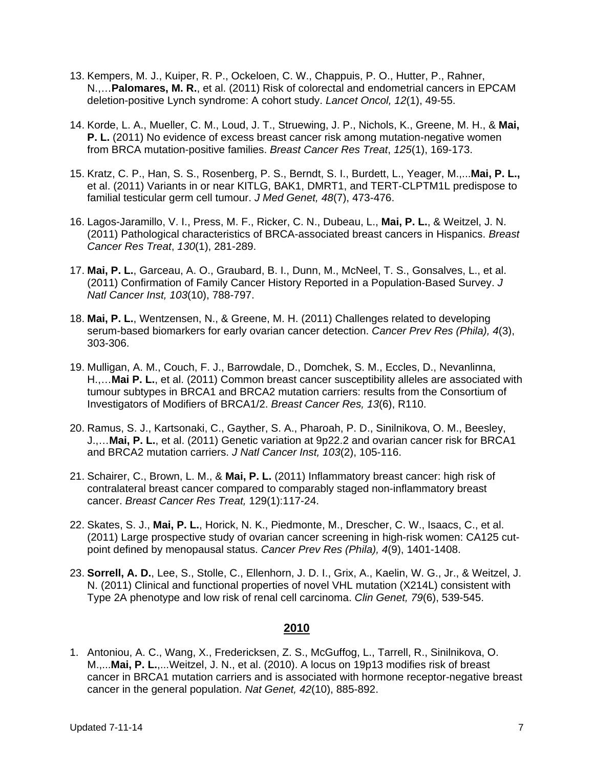13. Kempers, M. J., Kuiper, R. P., Ockeloen, C. W., Chappuis, P. O., Hutter, P., Rahner, N.,…**Palomares, M. R.**, et al. (2011) Risk of colorectal and endometrial cancers in EPCAM deletion-positive Lynch syndrome: A cohort study. *Lancet Oncol, 12*(1), 49-55.

14. Korde, L. A., Mueller, C. M., Loud, J. T., Struewing, J. P., Nichols, K., Greene, M. H., & **Mai, P. L.** (2011) No evidence of excess breast cancer risk among mutation-negative women from BRCA mutation-positive families. *Breast Cancer Res Treat*, *125*(1), 169-173.

15. Kratz, C. P., Han, S. S., Rosenberg, P. S., Berndt, S. I., Burdett, L., Yeager, M.,...**Mai, P. L.,** et al. (2011) Variants in or near KITLG, BAK1, DMRT1, and TERT-CLPTM1L predispose to familial testicular germ cell tumour. *J Med Genet, 48*(7), 473-476.

16. Lagos-Jaramillo, V. I., Press, M. F., Ricker, C. N., Dubeau, L., **Mai, P. L.**, & Weitzel, J. N. (2011) Pathological characteristics of BRCA-associated breast cancers in Hispanics. *Breast Cancer Res Treat*, *130*(1), 281-289.

17. **Mai, P. L.**, Garceau, A. O., Graubard, B. I., Dunn, M., McNeel, T. S., Gonsalves, L., et al. (2011) Confirmation of Family Cancer History Reported in a Population-Based Survey. *J Natl Cancer Inst, 103*(10), 788-797.

18. **Mai, P. L.**, Wentzensen, N., & Greene, M. H. (2011) Challenges related to developing serum-based biomarkers for early ovarian cancer detection. *Cancer Prev Res (Phila), 4*(3), 303-306.

19. Mulligan, A. M., Couch, F. J., Barrowdale, D., Domchek, S. M., Eccles, D., Nevanlinna, H.,…**Mai P. L.**, et al. (2011) Common breast cancer susceptibility alleles are associated with tumour subtypes in BRCA1 and BRCA2 mutation carriers: results from the Consortium of Investigators of Modifiers of BRCA1/2. *Breast Cancer Res, 13*(6), R110.

20. Ramus, S. J., Kartsonaki, C., Gayther, S. A., Pharoah, P. D., Sinilnikova, O. M., Beesley, J.,…**Mai, P. L.**, et al. (2011) Genetic variation at 9p22.2 and ovarian cancer risk for BRCA1 and BRCA2 mutation carriers. *J Natl Cancer Inst, 103*(2), 105-116.

21. Schairer, C., Brown, L. M., & **Mai, P. L.** (2011) Inflammatory breast cancer: high risk of contralateral breast cancer compared to comparably staged non-inflammatory breast cancer. *Breast Cancer Res Treat,* 129(1):117-24.

22. Skates, S. J., **Mai, P. L.**, Horick, N. K., Piedmonte, M., Drescher, C. W., Isaacs, C., et al. (2011) Large prospective study of ovarian cancer screening in high-risk women: CA125 cut-point defined by menopausal status. *Cancer Prev Res (Phila), 4*(9), 1401-1408.

23. **Sorrell, A. D.**, Lee, S., Stolle, C., Ellenhorn, J. D. I., Grix, A., Kaelin, W. G., Jr., & Weitzel, J. N. (2011) Clinical and functional properties of novel VHL mutation (X214L) consistent with Type 2A phenotype and low risk of renal cell carcinoma. *Clin Genet, 79*(6), 539-545.

## 2010

1. Antoniou, A. C., Wang, X., Fredericksen, Z. S., McGuffog, L., Tarrell, R., Sinilnikova, O. M.,...**Mai, P. L.**,...Weitzel, J. N., et al. (2010). A locus on 19p13 modifies risk of breast cancer in BRCA1 mutation carriers and is associated with hormone receptor-negative breast cancer in the general population. *Nat Genet, 42*(10), 885-892.

Updated 7-11-14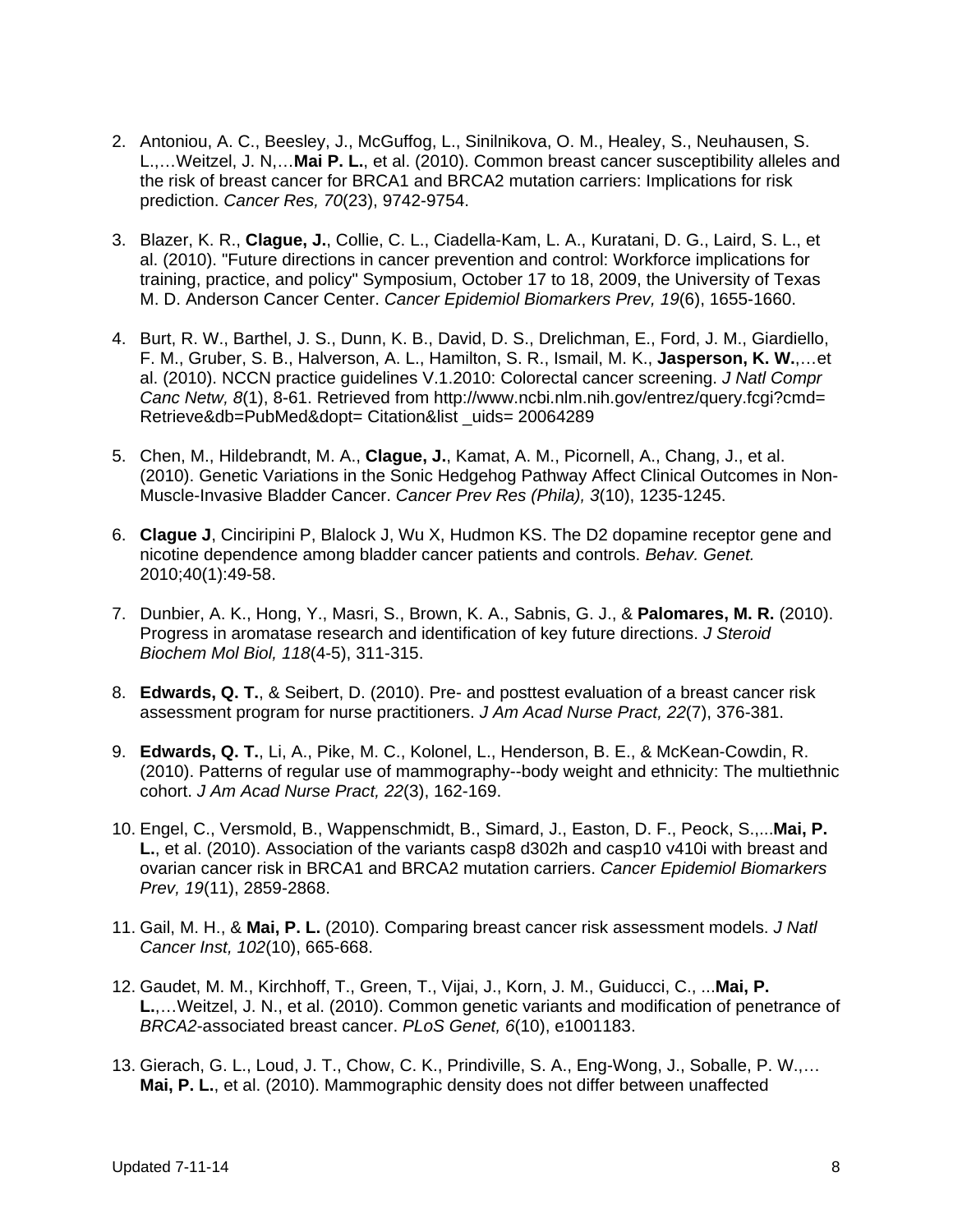2. Antoniou, A. C., Beesley, J., McGuffog, L., Sinilnikova, O. M., Healey, S., Neuhausen, S. L.,…Weitzel, J. N,…**Mai P. L.**, et al. (2010). Common breast cancer susceptibility alleles and the risk of breast cancer for BRCA1 and BRCA2 mutation carriers: Implications for risk prediction. *Cancer Res, 70*(23), 9742-9754.

3. Blazer, K. R., **Clague, J.**, Collie, C. L., Ciadella-Kam, L. A., Kuratani, D. G., Laird, S. L., et al. (2010). "Future directions in cancer prevention and control: Workforce implications for training, practice, and policy" Symposium, October 17 to 18, 2009, the University of Texas M. D. Anderson Cancer Center. *Cancer Epidemiol Biomarkers Prev, 19*(6), 1655-1660.

4. Burt, R. W., Barthel, J. S., Dunn, K. B., David, D. S., Drelichman, E., Ford, J. M., Giardiello, F. M., Gruber, S. B., Halverson, A. L., Hamilton, S. R., Ismail, M. K., **Jasperson, K. W.**,…et al. (2010). NCCN practice guidelines V.1.2010: Colorectal cancer screening. *J Natl Compr Canc Netw, 8*(1), 8-61. Retrieved from http://www.ncbi.nlm.nih.gov/entrez/query.fcgi?cmd= Retrieve&db=PubMed&dopt= Citation&list _uids= 20064289

5. Chen, M., Hildebrandt, M. A., **Clague, J.**, Kamat, A. M., Picornell, A., Chang, J., et al. (2010). Genetic Variations in the Sonic Hedgehog Pathway Affect Clinical Outcomes in Non-Muscle-Invasive Bladder Cancer. *Cancer Prev Res (Phila), 3*(10), 1235-1245.

6. **Clague J**, Cinciripini P, Blalock J, Wu X, Hudmon KS. The D2 dopamine receptor gene and nicotine dependence among bladder cancer patients and controls. *Behav. Genet.* 2010;40(1):49-58.

7. Dunbier, A. K., Hong, Y., Masri, S., Brown, K. A., Sabnis, G. J., & **Palomares, M. R.** (2010). Progress in aromatase research and identification of key future directions. *J Steroid Biochem Mol Biol, 118*(4-5), 311-315.

8. **Edwards, Q. T.**, & Seibert, D. (2010). Pre- and posttest evaluation of a breast cancer risk assessment program for nurse practitioners. *J Am Acad Nurse Pract, 22*(7), 376-381.

9. **Edwards, Q. T.**, Li, A., Pike, M. C., Kolonel, L., Henderson, B. E., & McKean-Cowdin, R. (2010). Patterns of regular use of mammography--body weight and ethnicity: The multiethnic cohort. *J Am Acad Nurse Pract, 22*(3), 162-169.

10. Engel, C., Versmold, B., Wappenschmidt, B., Simard, J., Easton, D. F., Peock, S.,...**Mai, P. L.**, et al. (2010). Association of the variants casp8 d302h and casp10 v410i with breast and ovarian cancer risk in BRCA1 and BRCA2 mutation carriers. *Cancer Epidemiol Biomarkers Prev, 19*(11), 2859-2868.

11. Gail, M. H., & **Mai, P. L.** (2010). Comparing breast cancer risk assessment models. *J Natl Cancer Inst, 102*(10), 665-668.

12. Gaudet, M. M., Kirchhoff, T., Green, T., Vijai, J., Korn, J. M., Guiducci, C., ...**Mai, P. L.**,…Weitzel, J. N., et al. (2010). Common genetic variants and modification of penetrance of *BRCA2*-associated breast cancer. *PLoS Genet, 6*(10), e1001183.

13. Gierach, G. L., Loud, J. T., Chow, C. K., Prindiville, S. A., Eng-Wong, J., Soballe, P. W.,… **Mai, P. L.**, et al. (2010). Mammographic density does not differ between unaffected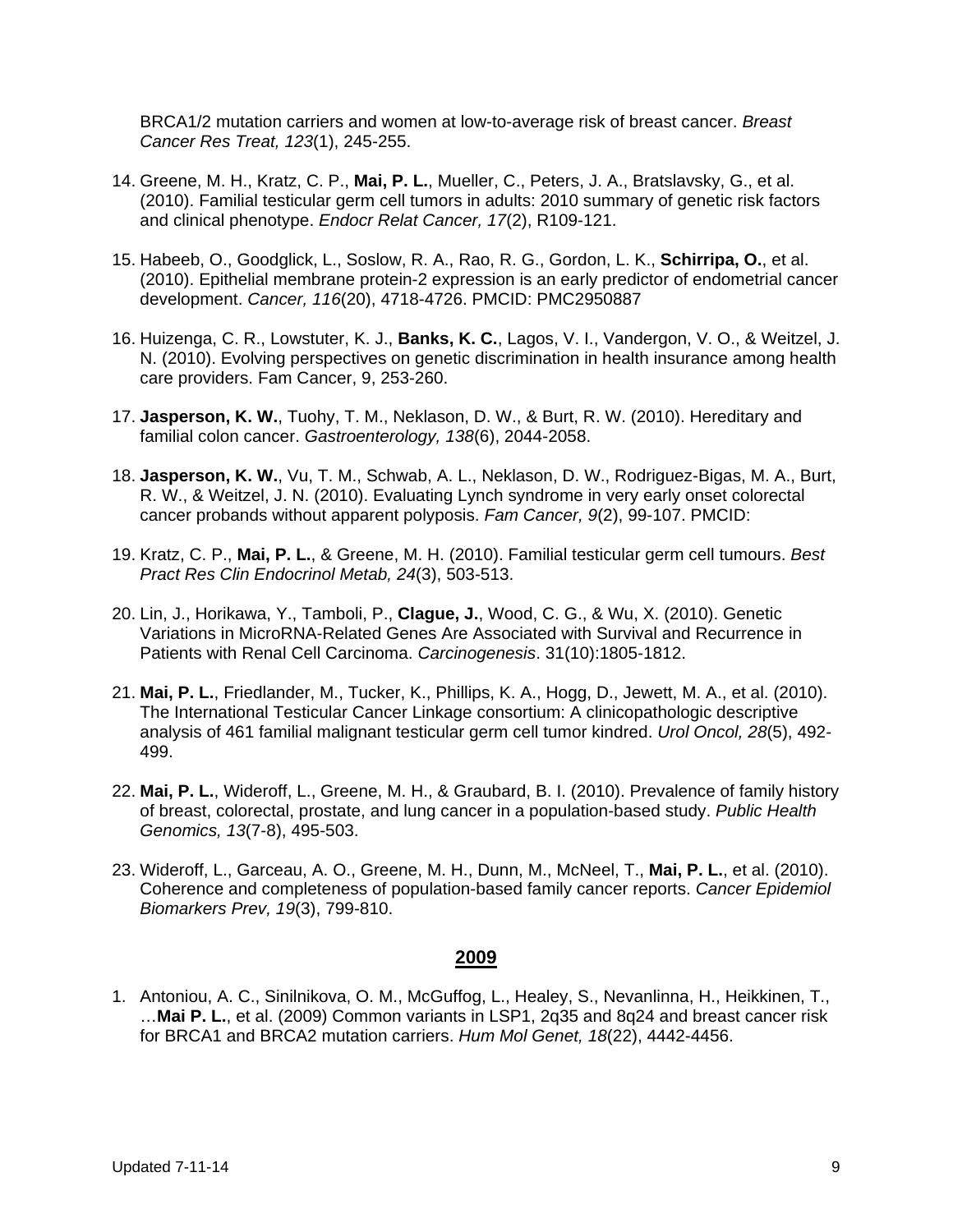BRCA1/2 mutation carriers and women at low-to-average risk of breast cancer. *Breast Cancer Res Treat, 123*(1), 245-255.

14. Greene, M. H., Kratz, C. P., **Mai, P. L.**, Mueller, C., Peters, J. A., Bratslavsky, G., et al. (2010). Familial testicular germ cell tumors in adults: 2010 summary of genetic risk factors and clinical phenotype. *Endocr Relat Cancer, 17*(2), R109-121.

15. Habeeb, O., Goodglick, L., Soslow, R. A., Rao, R. G., Gordon, L. K., **Schirripa, O.**, et al. (2010). Epithelial membrane protein-2 expression is an early predictor of endometrial cancer development. *Cancer, 116*(20), 4718-4726. PMCID: PMC2950887

16. Huizenga, C. R., Lowstuter, K. J., **Banks, K. C.**, Lagos, V. I., Vandergon, V. O., & Weitzel, J. N. (2010). Evolving perspectives on genetic discrimination in health insurance among health care providers. Fam Cancer, 9, 253-260.

17. **Jasperson, K. W.**, Tuohy, T. M., Neklason, D. W., & Burt, R. W. (2010). Hereditary and familial colon cancer. *Gastroenterology, 138*(6), 2044-2058.

18. **Jasperson, K. W.**, Vu, T. M., Schwab, A. L., Neklason, D. W., Rodriguez-Bigas, M. A., Burt, R. W., & Weitzel, J. N. (2010). Evaluating Lynch syndrome in very early onset colorectal cancer probands without apparent polyposis. *Fam Cancer, 9*(2), 99-107. PMCID:

19. Kratz, C. P., **Mai, P. L.**, & Greene, M. H. (2010). Familial testicular germ cell tumours. *Best Pract Res Clin Endocrinol Metab, 24*(3), 503-513.

20. Lin, J., Horikawa, Y., Tamboli, P., **Clague, J.**, Wood, C. G., & Wu, X. (2010). Genetic Variations in MicroRNA-Related Genes Are Associated with Survival and Recurrence in Patients with Renal Cell Carcinoma. *Carcinogenesis*. 31(10):1805-1812.

21. **Mai, P. L.**, Friedlander, M., Tucker, K., Phillips, K. A., Hogg, D., Jewett, M. A., et al. (2010). The International Testicular Cancer Linkage consortium: A clinicopathologic descriptive analysis of 461 familial malignant testicular germ cell tumor kindred. *Urol Oncol, 28*(5), 492-499.

22. **Mai, P. L.**, Wideroff, L., Greene, M. H., & Graubard, B. I. (2010). Prevalence of family history of breast, colorectal, prostate, and lung cancer in a population-based study. *Public Health Genomics, 13*(7-8), 495-503.

23. Wideroff, L., Garceau, A. O., Greene, M. H., Dunn, M., McNeel, T., **Mai, P. L.**, et al. (2010). Coherence and completeness of population-based family cancer reports. *Cancer Epidemiol Biomarkers Prev, 19*(3), 799-810.

## 2009

1. Antoniou, A. C., Sinilnikova, O. M., McGuffog, L., Healey, S., Nevanlinna, H., Heikkinen, T., …**Mai P. L.**, et al. (2009) Common variants in LSP1, 2q35 and 8q24 and breast cancer risk for BRCA1 and BRCA2 mutation carriers. *Hum Mol Genet, 18*(22), 4442-4456.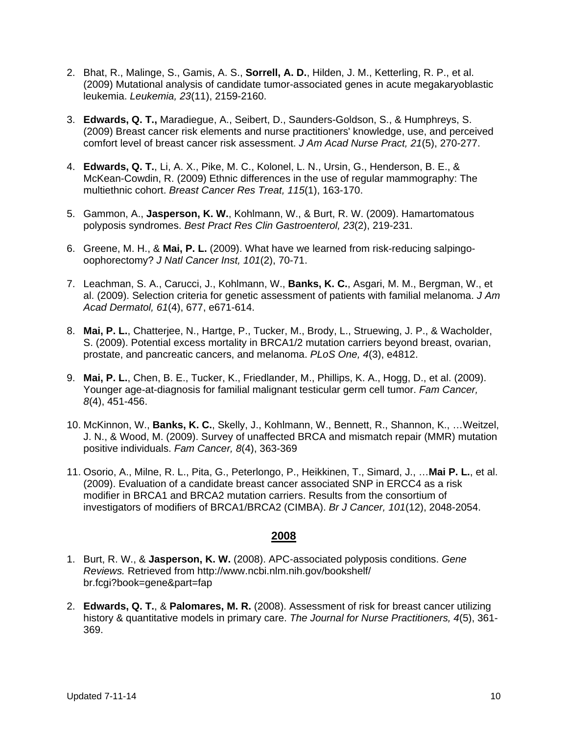2. Bhat, R., Malinge, S., Gamis, A. S., **Sorrell, A. D.**, Hilden, J. M., Ketterling, R. P., et al. (2009) Mutational analysis of candidate tumor-associated genes in acute megakaryoblastic leukemia. *Leukemia, 23*(11), 2159-2160.

3. **Edwards, Q. T.,** Maradiegue, A., Seibert, D., Saunders-Goldson, S., & Humphreys, S. (2009) Breast cancer risk elements and nurse practitioners' knowledge, use, and perceived comfort level of breast cancer risk assessment. *J Am Acad Nurse Pract, 21*(5), 270-277.

4. **Edwards, Q. T.**, Li, A. X., Pike, M. C., Kolonel, L. N., Ursin, G., Henderson, B. E., & McKean-Cowdin, R. (2009) Ethnic differences in the use of regular mammography: The multiethnic cohort. *Breast Cancer Res Treat, 115*(1), 163-170.

5. Gammon, A., **Jasperson, K. W.**, Kohlmann, W., & Burt, R. W. (2009). Hamartomatous polyposis syndromes. *Best Pract Res Clin Gastroenterol, 23*(2), 219-231.

6. Greene, M. H., & **Mai, P. L.** (2009). What have we learned from risk-reducing salpingo-oophorectomy? *J Natl Cancer Inst, 101*(2), 70-71.

7. Leachman, S. A., Carucci, J., Kohlmann, W., **Banks, K. C.**, Asgari, M. M., Bergman, W., et al. (2009). Selection criteria for genetic assessment of patients with familial melanoma. *J Am Acad Dermatol, 61*(4), 677, e671-614.

8. **Mai, P. L.**, Chatterjee, N., Hartge, P., Tucker, M., Brody, L., Struewing, J. P., & Wacholder, S. (2009). Potential excess mortality in BRCA1/2 mutation carriers beyond breast, ovarian, prostate, and pancreatic cancers, and melanoma. *PLoS One, 4*(3), e4812.

9. **Mai, P. L.**, Chen, B. E., Tucker, K., Friedlander, M., Phillips, K. A., Hogg, D., et al. (2009). Younger age-at-diagnosis for familial malignant testicular germ cell tumor. *Fam Cancer, 8*(4), 451-456.

10. McKinnon, W., **Banks, K. C.**, Skelly, J., Kohlmann, W., Bennett, R., Shannon, K., …Weitzel, J. N., & Wood, M. (2009). Survey of unaffected BRCA and mismatch repair (MMR) mutation positive individuals. *Fam Cancer, 8*(4), 363-369

11. Osorio, A., Milne, R. L., Pita, G., Peterlongo, P., Heikkinen, T., Simard, J., …**Mai P. L.**, et al. (2009). Evaluation of a candidate breast cancer associated SNP in ERCC4 as a risk modifier in BRCA1 and BRCA2 mutation carriers. Results from the consortium of investigators of modifiers of BRCA1/BRCA2 (CIMBA). *Br J Cancer, 101*(12), 2048-2054.

## 2008

1. Burt, R. W., & **Jasperson, K. W.** (2008). APC-associated polyposis conditions. *Gene Reviews.* Retrieved from http://www.ncbi.nlm.nih.gov/bookshelf/br.fcgi?book=gene&part=fap

2. **Edwards, Q. T.**, & **Palomares, M. R.** (2008). Assessment of risk for breast cancer utilizing history & quantitative models in primary care. *The Journal for Nurse Practitioners, 4*(5), 361-369.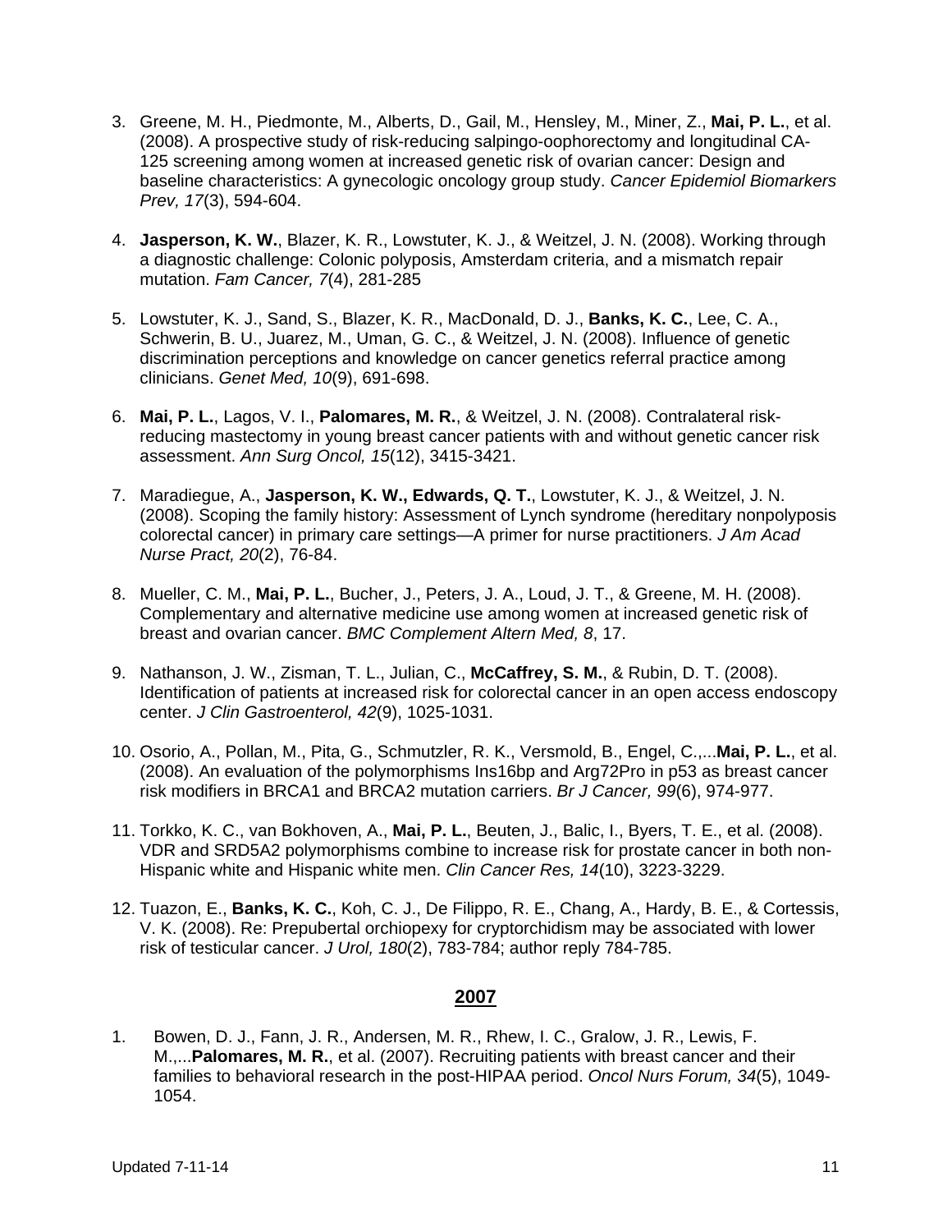3. Greene, M. H., Piedmonte, M., Alberts, D., Gail, M., Hensley, M., Miner, Z., **Mai, P. L.**, et al. (2008). A prospective study of risk-reducing salpingo-oophorectomy and longitudinal CA-125 screening among women at increased genetic risk of ovarian cancer: Design and baseline characteristics: A gynecologic oncology group study. *Cancer Epidemiol Biomarkers Prev, 17*(3), 594-604.

4. **Jasperson, K. W.**, Blazer, K. R., Lowstuter, K. J., & Weitzel, J. N. (2008). Working through a diagnostic challenge: Colonic polyposis, Amsterdam criteria, and a mismatch repair mutation. *Fam Cancer, 7*(4), 281-285

5. Lowstuter, K. J., Sand, S., Blazer, K. R., MacDonald, D. J., **Banks, K. C.**, Lee, C. A., Schwerin, B. U., Juarez, M., Uman, G. C., & Weitzel, J. N. (2008). Influence of genetic discrimination perceptions and knowledge on cancer genetics referral practice among clinicians. *Genet Med, 10*(9), 691-698.

6. **Mai, P. L.**, Lagos, V. I., **Palomares, M. R.**, & Weitzel, J. N. (2008). Contralateral risk-reducing mastectomy in young breast cancer patients with and without genetic cancer risk assessment. *Ann Surg Oncol, 15*(12), 3415-3421.

7. Maradiegue, A., **Jasperson, K. W., Edwards, Q. T.**, Lowstuter, K. J., & Weitzel, J. N. (2008). Scoping the family history: Assessment of Lynch syndrome (hereditary nonpolyposis colorectal cancer) in primary care settings—A primer for nurse practitioners. *J Am Acad Nurse Pract, 20*(2), 76-84.

8. Mueller, C. M., **Mai, P. L.**, Bucher, J., Peters, J. A., Loud, J. T., & Greene, M. H. (2008). Complementary and alternative medicine use among women at increased genetic risk of breast and ovarian cancer. *BMC Complement Altern Med, 8*, 17.

9. Nathanson, J. W., Zisman, T. L., Julian, C., **McCaffrey, S. M.**, & Rubin, D. T. (2008). Identification of patients at increased risk for colorectal cancer in an open access endoscopy center. *J Clin Gastroenterol, 42*(9), 1025-1031.

10. Osorio, A., Pollan, M., Pita, G., Schmutzler, R. K., Versmold, B., Engel, C.,...**Mai, P. L.**, et al. (2008). An evaluation of the polymorphisms Ins16bp and Arg72Pro in p53 as breast cancer risk modifiers in BRCA1 and BRCA2 mutation carriers. *Br J Cancer, 99*(6), 974-977.

11. Torkko, K. C., van Bokhoven, A., **Mai, P. L.**, Beuten, J., Balic, I., Byers, T. E., et al. (2008). VDR and SRD5A2 polymorphisms combine to increase risk for prostate cancer in both non-Hispanic white and Hispanic white men. *Clin Cancer Res, 14*(10), 3223-3229.

12. Tuazon, E., **Banks, K. C.**, Koh, C. J., De Filippo, R. E., Chang, A., Hardy, B. E., & Cortessis, V. K. (2008). Re: Prepubertal orchiopexy for cryptorchidism may be associated with lower risk of testicular cancer. *J Urol, 180*(2), 783-784; author reply 784-785.

## 2007

1. Bowen, D. J., Fann, J. R., Andersen, M. R., Rhew, I. C., Gralow, J. R., Lewis, F. M.,...**Palomares, M. R.**, et al. (2007). Recruiting patients with breast cancer and their families to behavioral research in the post-HIPAA period. *Oncol Nurs Forum, 34*(5), 1049-1054.

Updated 7-11-14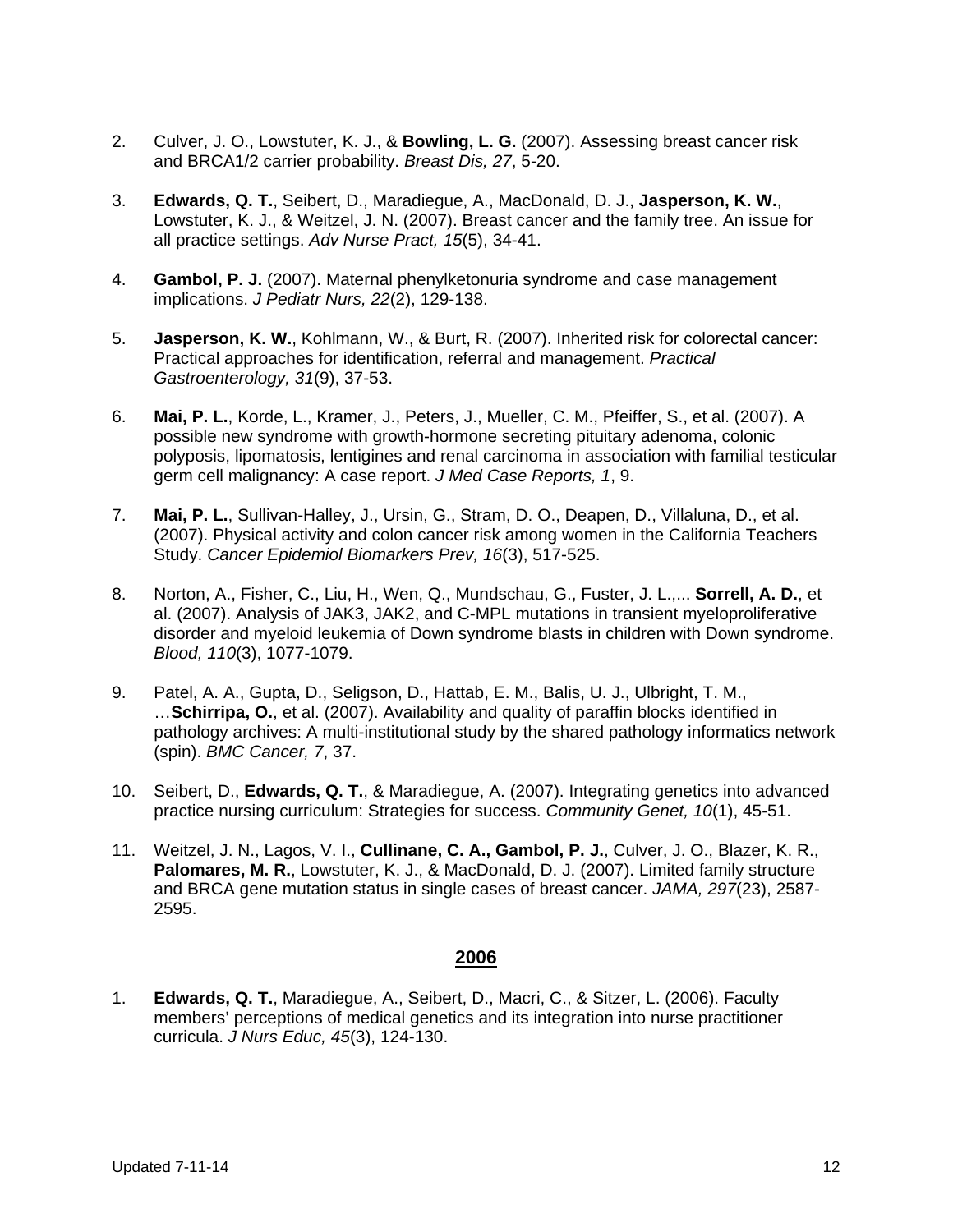2. Culver, J. O., Lowstuter, K. J., & **Bowling, L. G.** (2007). Assessing breast cancer risk and BRCA1/2 carrier probability. *Breast Dis, 27*, 5-20.

3. **Edwards, Q. T.**, Seibert, D., Maradiegue, A., MacDonald, D. J., **Jasperson, K. W.**, Lowstuter, K. J., & Weitzel, J. N. (2007). Breast cancer and the family tree. An issue for all practice settings. *Adv Nurse Pract, 15*(5), 34-41.

4. **Gambol, P. J.** (2007). Maternal phenylketonuria syndrome and case management implications. *J Pediatr Nurs, 22*(2), 129-138.

5. **Jasperson, K. W.**, Kohlmann, W., & Burt, R. (2007). Inherited risk for colorectal cancer: Practical approaches for identification, referral and management. *Practical Gastroenterology, 31*(9), 37-53.

6. **Mai, P. L.**, Korde, L., Kramer, J., Peters, J., Mueller, C. M., Pfeiffer, S., et al. (2007). A possible new syndrome with growth-hormone secreting pituitary adenoma, colonic polyposis, lipomatosis, lentigines and renal carcinoma in association with familial testicular germ cell malignancy: A case report. *J Med Case Reports, 1*, 9.

7. **Mai, P. L.**, Sullivan-Halley, J., Ursin, G., Stram, D. O., Deapen, D., Villaluna, D., et al. (2007). Physical activity and colon cancer risk among women in the California Teachers Study. *Cancer Epidemiol Biomarkers Prev, 16*(3), 517-525.

8. Norton, A., Fisher, C., Liu, H., Wen, Q., Mundschau, G., Fuster, J. L.,... **Sorrell, A. D.**, et al. (2007). Analysis of JAK3, JAK2, and C-MPL mutations in transient myeloproliferative disorder and myeloid leukemia of Down syndrome blasts in children with Down syndrome. *Blood, 110*(3), 1077-1079.

9. Patel, A. A., Gupta, D., Seligson, D., Hattab, E. M., Balis, U. J., Ulbright, T. M., …**Schirripa, O.**, et al. (2007). Availability and quality of paraffin blocks identified in pathology archives: A multi-institutional study by the shared pathology informatics network (spin). *BMC Cancer, 7*, 37.

10. Seibert, D., **Edwards, Q. T.**, & Maradiegue, A. (2007). Integrating genetics into advanced practice nursing curriculum: Strategies for success. *Community Genet, 10*(1), 45-51.

11. Weitzel, J. N., Lagos, V. I., **Cullinane, C. A., Gambol, P. J.**, Culver, J. O., Blazer, K. R., **Palomares, M. R.**, Lowstuter, K. J., & MacDonald, D. J. (2007). Limited family structure and BRCA gene mutation status in single cases of breast cancer. *JAMA, 297*(23), 2587-2595.

## 2006

1. **Edwards, Q. T.**, Maradiegue, A., Seibert, D., Macri, C., & Sitzer, L. (2006). Faculty members' perceptions of medical genetics and its integration into nurse practitioner curricula. *J Nurs Educ, 45*(3), 124-130.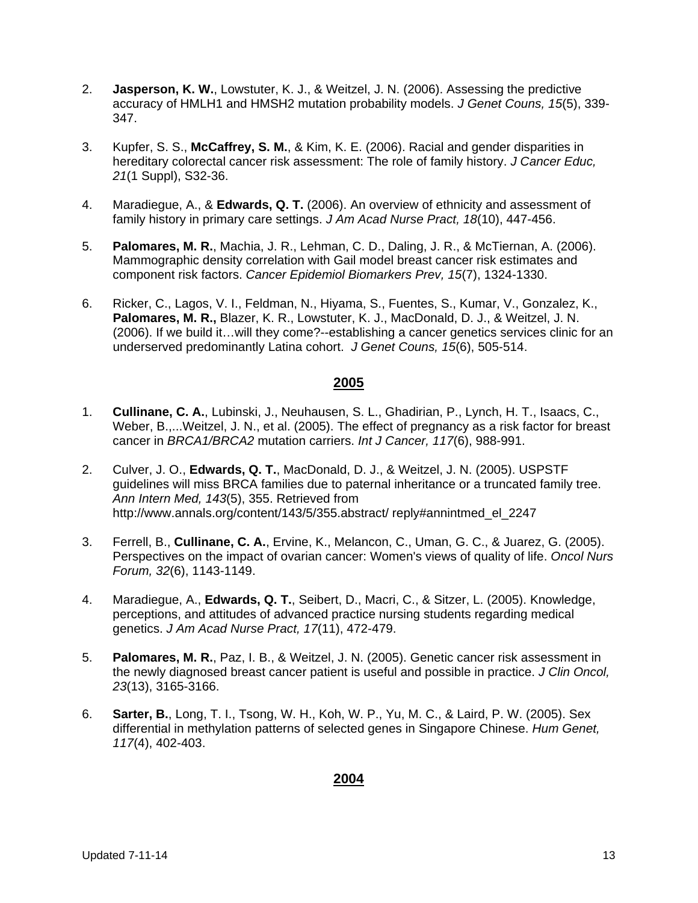2. **Jasperson, K. W.**, Lowstuter, K. J., & Weitzel, J. N. (2006). Assessing the predictive accuracy of HMLH1 and HMSH2 mutation probability models. *J Genet Couns, 15*(5), 339-347.

3. Kupfer, S. S., **McCaffrey, S. M.**, & Kim, K. E. (2006). Racial and gender disparities in hereditary colorectal cancer risk assessment: The role of family history. *J Cancer Educ, 21*(1 Suppl), S32-36.

4. Maradiegue, A., & **Edwards, Q. T.** (2006). An overview of ethnicity and assessment of family history in primary care settings. *J Am Acad Nurse Pract, 18*(10), 447-456.

5. **Palomares, M. R.**, Machia, J. R., Lehman, C. D., Daling, J. R., & McTiernan, A. (2006). Mammographic density correlation with Gail model breast cancer risk estimates and component risk factors. *Cancer Epidemiol Biomarkers Prev, 15*(7), 1324-1330.

6. Ricker, C., Lagos, V. I., Feldman, N., Hiyama, S., Fuentes, S., Kumar, V., Gonzalez, K., **Palomares, M. R.,** Blazer, K. R., Lowstuter, K. J., MacDonald, D. J., & Weitzel, J. N. (2006). If we build it…will they come?--establishing a cancer genetics services clinic for an underserved predominantly Latina cohort. *J Genet Couns, 15*(6), 505-514.

## **2005**

1. **Cullinane, C. A.**, Lubinski, J., Neuhausen, S. L., Ghadirian, P., Lynch, H. T., Isaacs, C., Weber, B.,...Weitzel, J. N., et al. (2005). The effect of pregnancy as a risk factor for breast cancer in *BRCA1/BRCA2* mutation carriers. *Int J Cancer, 117*(6), 988-991.

2. Culver, J. O., **Edwards, Q. T.**, MacDonald, D. J., & Weitzel, J. N. (2005). USPSTF guidelines will miss BRCA families due to paternal inheritance or a truncated family tree. *Ann Intern Med, 143*(5), 355. Retrieved from http://www.annals.org/content/143/5/355.abstract/ reply#annintmed_el_2247

3. Ferrell, B., **Cullinane, C. A.**, Ervine, K., Melancon, C., Uman, G. C., & Juarez, G. (2005). Perspectives on the impact of ovarian cancer: Women's views of quality of life. *Oncol Nurs Forum, 32*(6), 1143-1149.

4. Maradiegue, A., **Edwards, Q. T.**, Seibert, D., Macri, C., & Sitzer, L. (2005). Knowledge, perceptions, and attitudes of advanced practice nursing students regarding medical genetics. *J Am Acad Nurse Pract, 17*(11), 472-479.

5. **Palomares, M. R.**, Paz, I. B., & Weitzel, J. N. (2005). Genetic cancer risk assessment in the newly diagnosed breast cancer patient is useful and possible in practice. *J Clin Oncol, 23*(13), 3165-3166.

6. **Sarter, B.**, Long, T. I., Tsong, W. H., Koh, W. P., Yu, M. C., & Laird, P. W. (2005). Sex differential in methylation patterns of selected genes in Singapore Chinese. *Hum Genet, 117*(4), 402-403.

## **2004**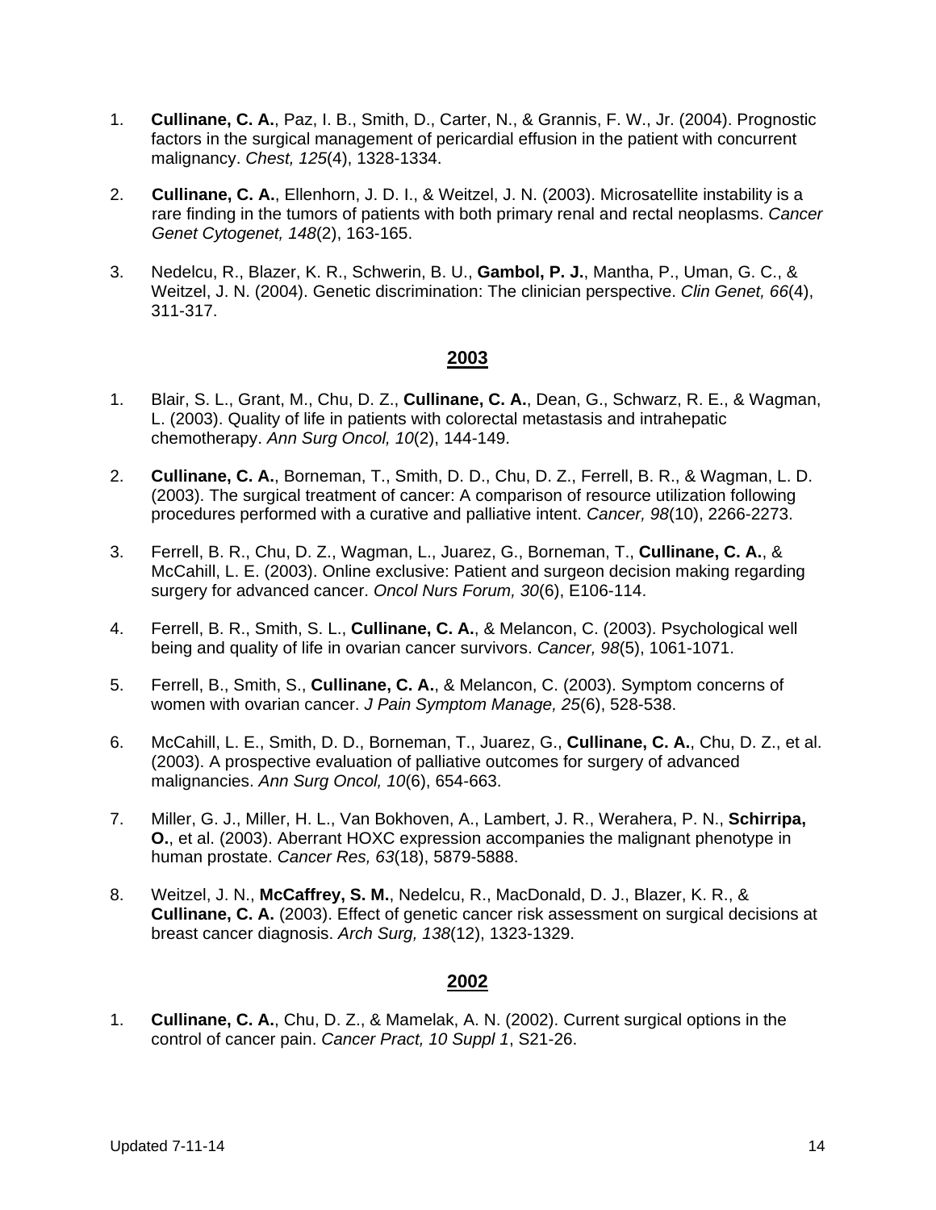1. **Cullinane, C. A.**, Paz, I. B., Smith, D., Carter, N., & Grannis, F. W., Jr. (2004). Prognostic factors in the surgical management of pericardial effusion in the patient with concurrent malignancy. *Chest, 125*(4), 1328-1334.

2. **Cullinane, C. A.**, Ellenhorn, J. D. I., & Weitzel, J. N. (2003). Microsatellite instability is a rare finding in the tumors of patients with both primary renal and rectal neoplasms. *Cancer Genet Cytogenet, 148*(2), 163-165.

3. Nedelcu, R., Blazer, K. R., Schwerin, B. U., **Gambol, P. J.**, Mantha, P., Uman, G. C., & Weitzel, J. N. (2004). Genetic discrimination: The clinician perspective. *Clin Genet, 66*(4), 311-317.

## 2003

1. Blair, S. L., Grant, M., Chu, D. Z., **Cullinane, C. A.**, Dean, G., Schwarz, R. E., & Wagman, L. (2003). Quality of life in patients with colorectal metastasis and intrahepatic chemotherapy. *Ann Surg Oncol, 10*(2), 144-149.

2. **Cullinane, C. A.**, Borneman, T., Smith, D. D., Chu, D. Z., Ferrell, B. R., & Wagman, L. D. (2003). The surgical treatment of cancer: A comparison of resource utilization following procedures performed with a curative and palliative intent. *Cancer, 98*(10), 2266-2273.

3. Ferrell, B. R., Chu, D. Z., Wagman, L., Juarez, G., Borneman, T., **Cullinane, C. A.**, & McCahill, L. E. (2003). Online exclusive: Patient and surgeon decision making regarding surgery for advanced cancer. *Oncol Nurs Forum, 30*(6), E106-114.

4. Ferrell, B. R., Smith, S. L., **Cullinane, C. A.**, & Melancon, C. (2003). Psychological well being and quality of life in ovarian cancer survivors. *Cancer, 98*(5), 1061-1071.

5. Ferrell, B., Smith, S., **Cullinane, C. A.**, & Melancon, C. (2003). Symptom concerns of women with ovarian cancer. *J Pain Symptom Manage, 25*(6), 528-538.

6. McCahill, L. E., Smith, D. D., Borneman, T., Juarez, G., **Cullinane, C. A.**, Chu, D. Z., et al. (2003). A prospective evaluation of palliative outcomes for surgery of advanced malignancies. *Ann Surg Oncol, 10*(6), 654-663.

7. Miller, G. J., Miller, H. L., Van Bokhoven, A., Lambert, J. R., Werahera, P. N., **Schirripa, O.**, et al. (2003). Aberrant HOXC expression accompanies the malignant phenotype in human prostate. *Cancer Res, 63*(18), 5879-5888.

8. Weitzel, J. N., **McCaffrey, S. M.**, Nedelcu, R., MacDonald, D. J., Blazer, K. R., & **Cullinane, C. A.** (2003). Effect of genetic cancer risk assessment on surgical decisions at breast cancer diagnosis. *Arch Surg, 138*(12), 1323-1329.

## 2002

1. **Cullinane, C. A.**, Chu, D. Z., & Mamelak, A. N. (2002). Current surgical options in the control of cancer pain. *Cancer Pract, 10 Suppl 1*, S21-26.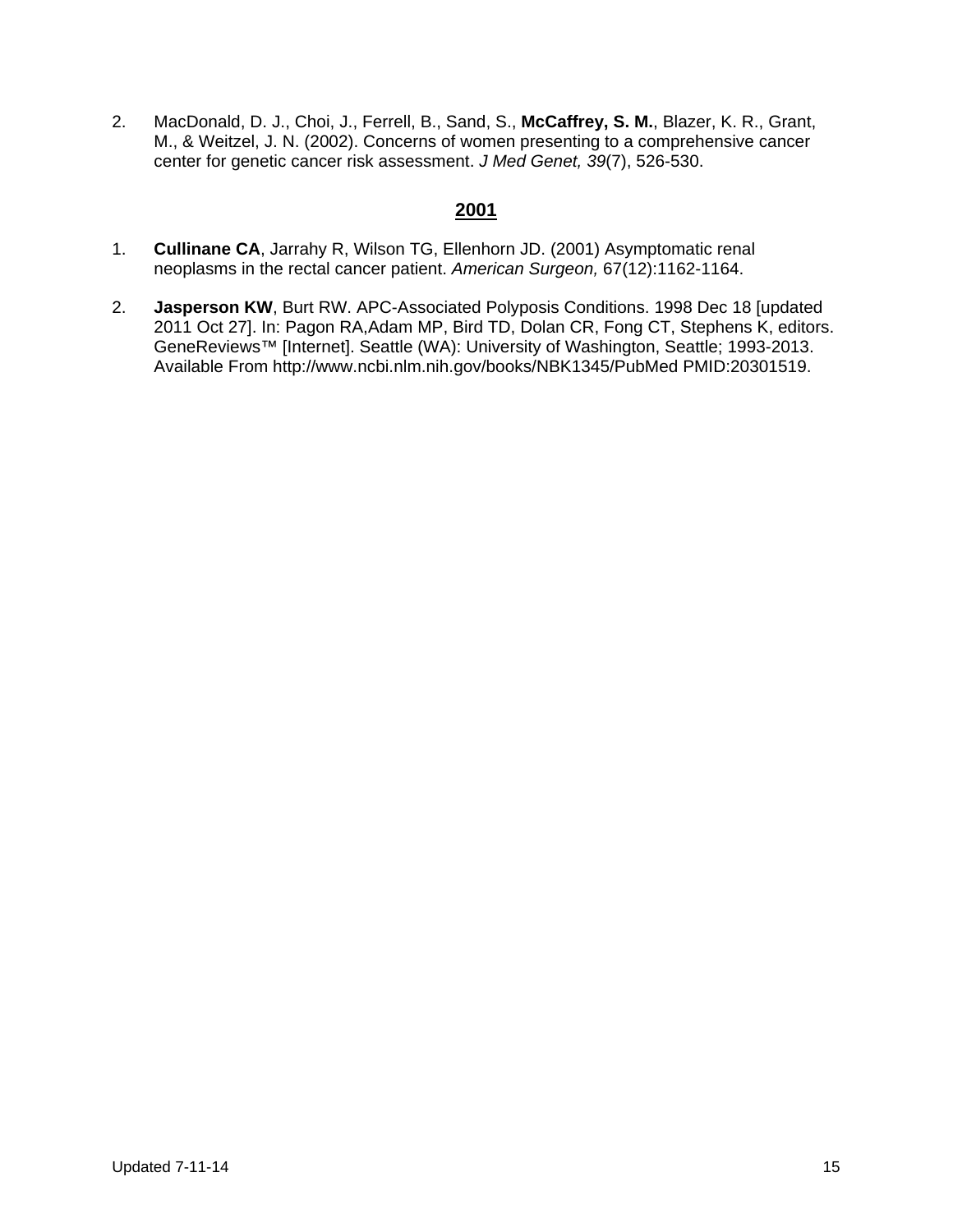2. MacDonald, D. J., Choi, J., Ferrell, B., Sand, S., **McCaffrey, S. M.**, Blazer, K. R., Grant, M., & Weitzel, J. N. (2002). Concerns of women presenting to a comprehensive cancer center for genetic cancer risk assessment. *J Med Genet, 39*(7), 526-530.

## **2001**

1. **Cullinane CA**, Jarrahy R, Wilson TG, Ellenhorn JD. (2001) Asymptomatic renal neoplasms in the rectal cancer patient. *American Surgeon,* 67(12):1162-1164.

2. **Jasperson KW**, Burt RW. APC-Associated Polyposis Conditions. 1998 Dec 18 [updated 2011 Oct 27]. In: Pagon RA,Adam MP, Bird TD, Dolan CR, Fong CT, Stephens K, editors. GeneReviews™ [Internet]. Seattle (WA): University of Washington, Seattle; 1993-2013. Available From http://www.ncbi.nlm.nih.gov/books/NBK1345/PubMed PMID:20301519.